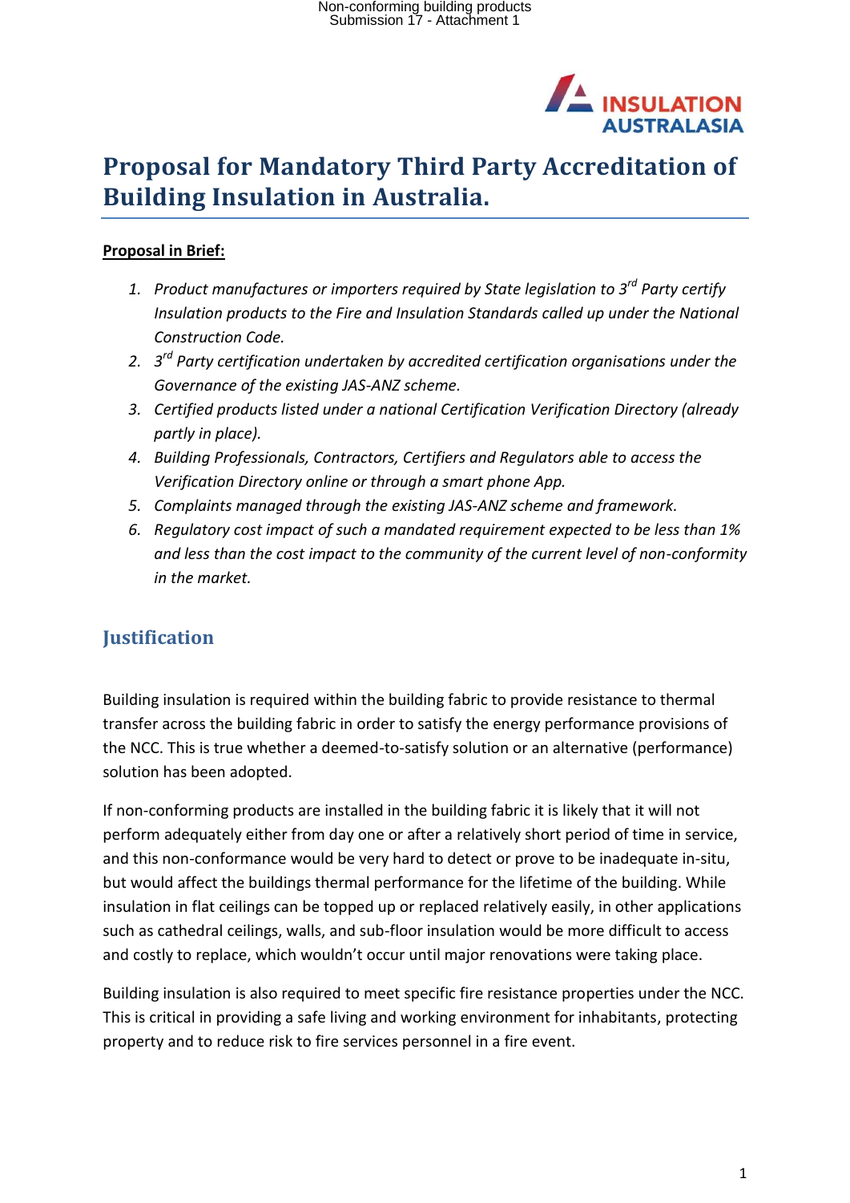# Proposal for Mandatory Third Party Accreditation of Building Insulation in Australia.

**Proposal in Brief:**

1. *Product manufactures or importers required by State legislation to 3rd Party certify Insulation products to the Fire and Insulation Standards called up under the National Construction Code.*
2. *3rd Party certification undertaken by accredited certification organisations under the Governance of the existing JAS-ANZ scheme.*
3. *Certified products listed under a national Certification Verification Directory (already partly in place).*
4. *Building Professionals, Contractors, Certifiers and Regulators able to access the Verification Directory online or through a smart phone App.*
5. *Complaints managed through the existing JAS-ANZ scheme and framework.*
6. *Regulatory cost impact of such a mandated requirement expected to be less than 1% and less than the cost impact to the community of the current level of non-conformity in the market.*

## Justification

Building insulation is required within the building fabric to provide resistance to thermal transfer across the building fabric in order to satisfy the energy performance provisions of the NCC. This is true whether a deemed-to-satisfy solution or an alternative (performance) solution has been adopted.

If non-conforming products are installed in the building fabric it is likely that it will not perform adequately either from day one or after a relatively short period of time in service, and this non-conformance would be very hard to detect or prove to be inadequate in-situ, but would affect the buildings thermal performance for the lifetime of the building. While insulation in flat ceilings can be topped up or replaced relatively easily, in other applications such as cathedral ceilings, walls, and sub-floor insulation would be more difficult to access and costly to replace, which wouldn't occur until major renovations were taking place.

Building insulation is also required to meet specific fire resistance properties under the NCC. This is critical in providing a safe living and working environment for inhabitants, protecting property and to reduce risk to fire services personnel in a fire event.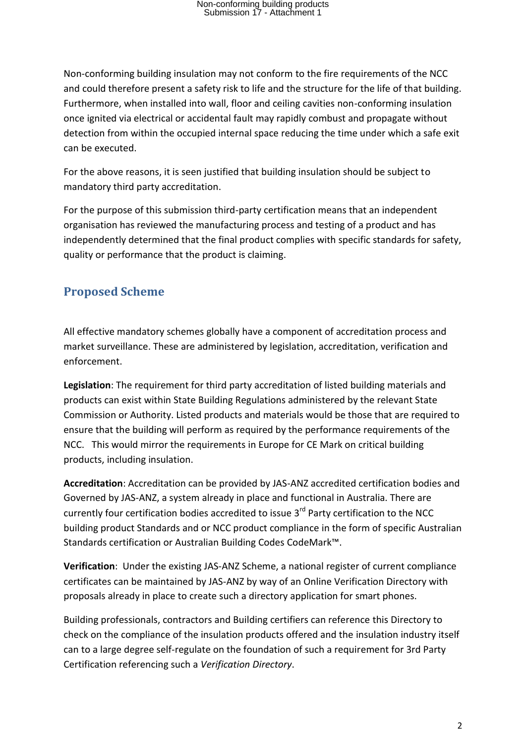Non-conforming building insulation may not conform to the fire requirements of the NCC and could therefore present a safety risk to life and the structure for the life of that building. Furthermore, when installed into wall, floor and ceiling cavities non-conforming insulation once ignited via electrical or accidental fault may rapidly combust and propagate without detection from within the occupied internal space reducing the time under which a safe exit can be executed.

For the above reasons, it is seen justified that building insulation should be subject to mandatory third party accreditation.

For the purpose of this submission third-party certification means that an independent organisation has reviewed the manufacturing process and testing of a product and has independently determined that the final product complies with specific standards for safety, quality or performance that the product is claiming.

## Proposed Scheme

All effective mandatory schemes globally have a component of accreditation process and market surveillance. These are administered by legislation, accreditation, verification and enforcement.

**Legislation**: The requirement for third party accreditation of listed building materials and products can exist within State Building Regulations administered by the relevant State Commission or Authority. Listed products and materials would be those that are required to ensure that the building will perform as required by the performance requirements of the NCC. This would mirror the requirements in Europe for CE Mark on critical building products, including insulation.

**Accreditation**: Accreditation can be provided by JAS-ANZ accredited certification bodies and Governed by JAS-ANZ, a system already in place and functional in Australia. There are currently four certification bodies accredited to issue 3rd Party certification to the NCC building product Standards and or NCC product compliance in the form of specific Australian Standards certification or Australian Building Codes CodeMark™.

**Verification**: Under the existing JAS-ANZ Scheme, a national register of current compliance certificates can be maintained by JAS-ANZ by way of an Online Verification Directory with proposals already in place to create such a directory application for smart phones.

Building professionals, contractors and Building certifiers can reference this Directory to check on the compliance of the insulation products offered and the insulation industry itself can to a large degree self-regulate on the foundation of such a requirement for 3rd Party Certification referencing such a *Verification Directory*.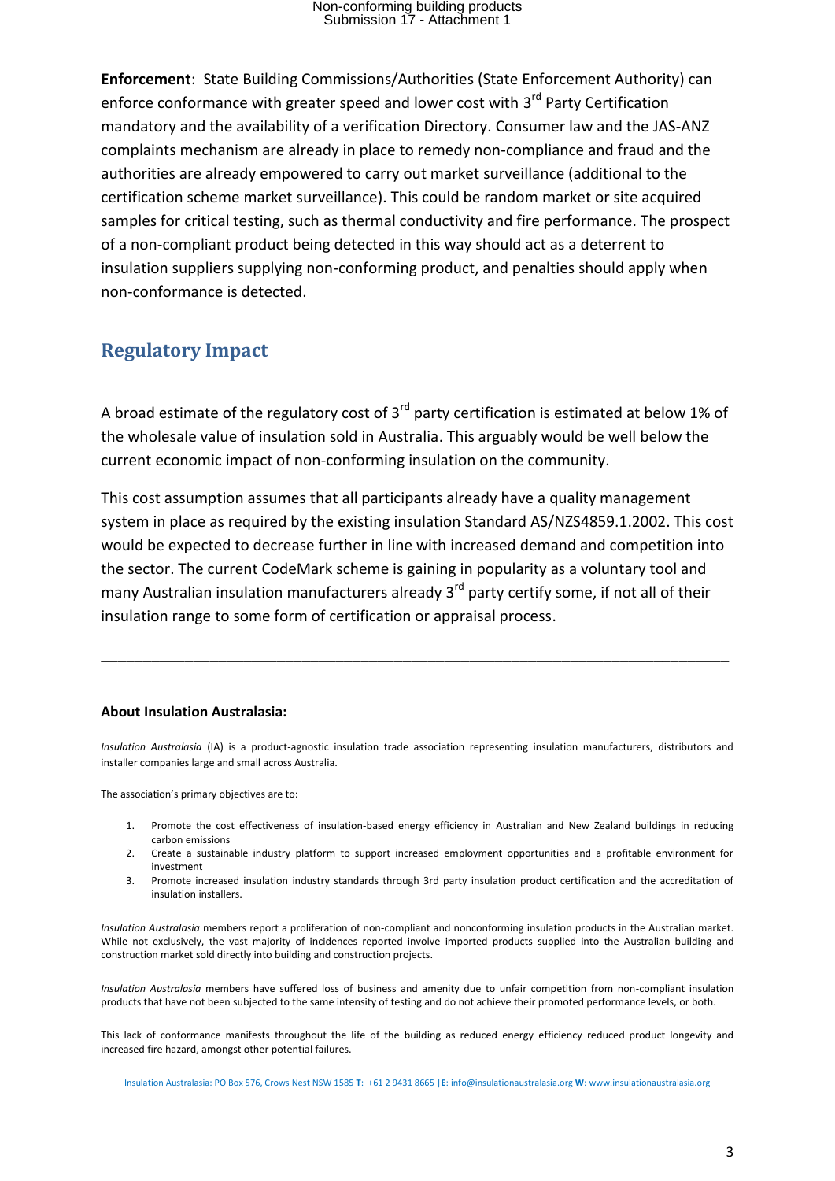**Enforcement**: State Building Commissions/Authorities (State Enforcement Authority) can enforce conformance with greater speed and lower cost with 3rd Party Certification mandatory and the availability of a verification Directory. Consumer law and the JAS-ANZ complaints mechanism are already in place to remedy non-compliance and fraud and the authorities are already empowered to carry out market surveillance (additional to the certification scheme market surveillance). This could be random market or site acquired samples for critical testing, such as thermal conductivity and fire performance. The prospect of a non-compliant product being detected in this way should act as a deterrent to insulation suppliers supplying non-conforming product, and penalties should apply when non-conformance is detected.

## Regulatory Impact

A broad estimate of the regulatory cost of 3rd party certification is estimated at below 1% of the wholesale value of insulation sold in Australia. This arguably would be well below the current economic impact of non-conforming insulation on the community.

This cost assumption assumes that all participants already have a quality management system in place as required by the existing insulation Standard AS/NZS4859.1.2002. This cost would be expected to decrease further in line with increased demand and competition into the sector. The current CodeMark scheme is gaining in popularity as a voluntary tool and many Australian insulation manufacturers already 3rd party certify some, if not all of their insulation range to some form of certification or appraisal process.

---

**About Insulation Australasia:**

*Insulation Australasia* (IA) is a product-agnostic insulation trade association representing insulation manufacturers, distributors and installer companies large and small across Australia.

The association's primary objectives are to:

1. Promote the cost effectiveness of insulation-based energy efficiency in Australian and New Zealand buildings in reducing carbon emissions
2. Create a sustainable industry platform to support increased employment opportunities and a profitable environment for investment
3. Promote increased insulation industry standards through 3rd party insulation product certification and the accreditation of insulation installers.

*Insulation Australasia* members report a proliferation of non-compliant and nonconforming insulation products in the Australian market. While not exclusively, the vast majority of incidences reported involve imported products supplied into the Australian building and construction market sold directly into building and construction projects.

*Insulation Australasia* members have suffered loss of business and amenity due to unfair competition from non-compliant insulation products that have not been subjected to the same intensity of testing and do not achieve their promoted performance levels, or both.

This lack of conformance manifests throughout the life of the building as reduced energy efficiency reduced product longevity and increased fire hazard, amongst other potential failures.

Insulation Australasia: PO Box 576, Crows Nest NSW 1585 **T**: +61 2 9431 8665 |**E**: info@insulationaustralasia.org **W**: www.insulationaustralasia.org